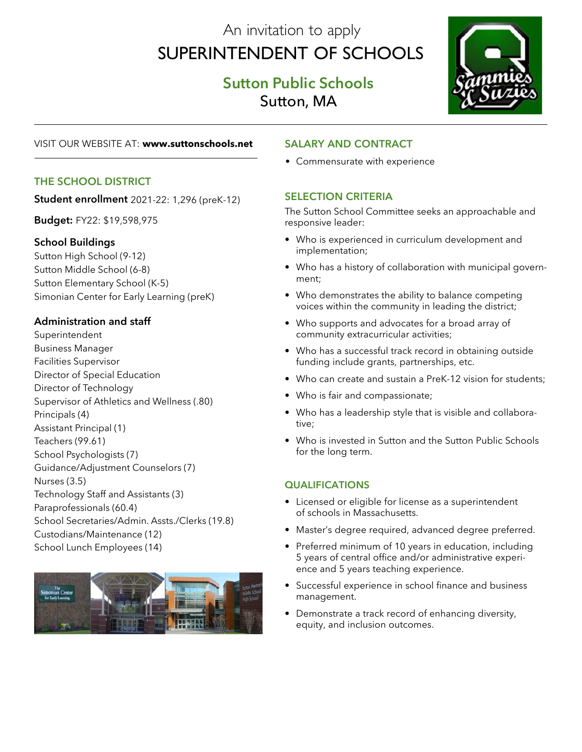An invitation to apply

# SUPERINTENDENT OF SCHOOLS

## Sutton Public Schools
Sutton, MA

VISIT OUR WEBSITE AT: **www.suttonschools.net**

## THE SCHOOL DISTRICT

**Student enrollment** 2021-22: 1,296 (preK-12)

**Budget:** FY22: $19,598,975

### School Buildings

Sutton High School (9-12)
Sutton Middle School (6-8)
Sutton Elementary School (K-5)
Simonian Center for Early Learning (preK)

### Administration and staff

Superintendent
Business Manager
Facilities Supervisor
Director of Special Education
Director of Technology
Supervisor of Athletics and Wellness (.80)
Principals (4)
Assistant Principal (1)
Teachers (99.61)
School Psychologists (7)
Guidance/Adjustment Counselors (7)
Nurses (3.5)
Technology Staff and Assistants (3)
Paraprofessionals (60.4)
School Secretaries/Admin. Assts./Clerks (19.8)
Custodians/Maintenance (12)
School Lunch Employees (14)

## SALARY AND CONTRACT

- Commensurate with experience

## SELECTION CRITERIA

The Sutton School Committee seeks an approachable and responsive leader:

- Who is experienced in curriculum development and implementation;
- Who has a history of collaboration with municipal government;
- Who demonstrates the ability to balance competing voices within the community in leading the district;
- Who supports and advocates for a broad array of community extracurricular activities;
- Who has a successful track record in obtaining outside funding include grants, partnerships, etc.
- Who can create and sustain a PreK-12 vision for students;
- Who is fair and compassionate;
- Who has a leadership style that is visible and collaborative;
- Who is invested in Sutton and the Sutton Public Schools for the long term.

## QUALIFICATIONS

- Licensed or eligible for license as a superintendent of schools in Massachusetts.
- Master's degree required, advanced degree preferred.
- Preferred minimum of 10 years in education, including 5 years of central office and/or administrative experience and 5 years teaching experience.
- Successful experience in school finance and business management.
- Demonstrate a track record of enhancing diversity, equity, and inclusion outcomes.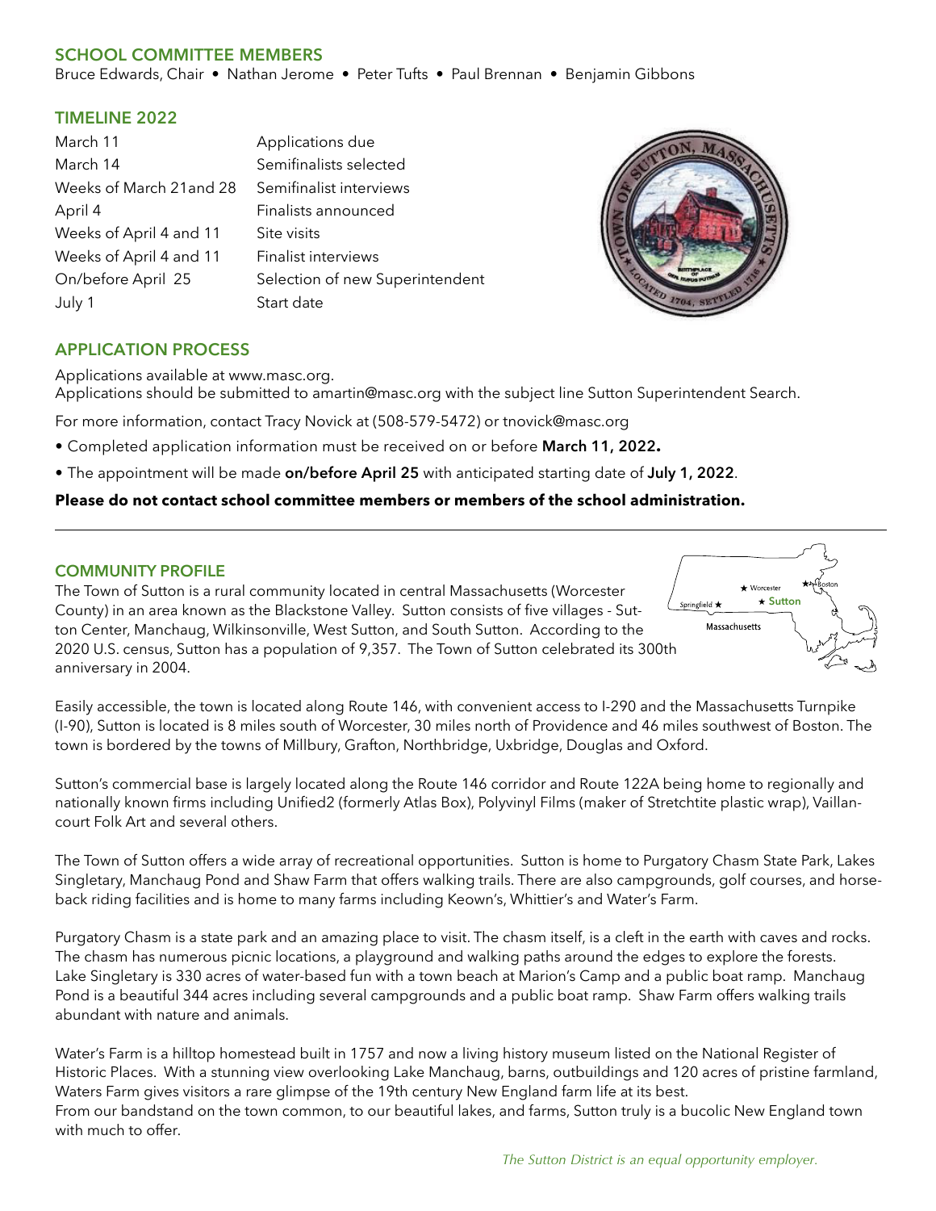## SCHOOL COMMITTEE MEMBERS

Bruce Edwards, Chair • Nathan Jerome • Peter Tufts • Paul Brennan • Benjamin Gibbons

## TIMELINE 2022

| | |
|---|---|
| March 11 | Applications due |
| March 14 | Semifinalists selected |
| Weeks of March 21and 28 | Semifinalist interviews |
| April 4 | Finalists announced |
| Weeks of April 4 and 11 | Site visits |
| Weeks of April 4 and 11 | Finalist interviews |
| On/before April 25 | Selection of new Superintendent |
| July 1 | Start date |

## APPLICATION PROCESS

Applications available at www.masc.org.
Applications should be submitted to amartin@masc.org with the subject line Sutton Superintendent Search.

For more information, contact Tracy Novick at (508-579-5472) or tnovick@masc.org

- Completed application information must be received on or before **March 11, 2022.**
- The appointment will be made **on/before April 25** with anticipated starting date of **July 1, 2022**.

**Please do not contact school committee members or members of the school administration.**

---

## COMMUNITY PROFILE

The Town of Sutton is a rural community located in central Massachusetts (Worcester County) in an area known as the Blackstone Valley. Sutton consists of five villages - Sutton Center, Manchaug, Wilkinsonville, West Sutton, and South Sutton. According to the 2020 U.S. census, Sutton has a population of 9,357. The Town of Sutton celebrated its 300th anniversary in 2004.

Easily accessible, the town is located along Route 146, with convenient access to I-290 and the Massachusetts Turnpike (I-90), Sutton is located is 8 miles south of Worcester, 30 miles north of Providence and 46 miles southwest of Boston. The town is bordered by the towns of Millbury, Grafton, Northbridge, Uxbridge, Douglas and Oxford.

Sutton's commercial base is largely located along the Route 146 corridor and Route 122A being home to regionally and nationally known firms including Unified2 (formerly Atlas Box), Polyvinyl Films (maker of Stretchtite plastic wrap), Vaillancourt Folk Art and several others.

The Town of Sutton offers a wide array of recreational opportunities. Sutton is home to Purgatory Chasm State Park, Lakes Singletary, Manchaug Pond and Shaw Farm that offers walking trails. There are also campgrounds, golf courses, and horseback riding facilities and is home to many farms including Keown's, Whittier's and Water's Farm.

Purgatory Chasm is a state park and an amazing place to visit. The chasm itself, is a cleft in the earth with caves and rocks. The chasm has numerous picnic locations, a playground and walking paths around the edges to explore the forests. Lake Singletary is 330 acres of water-based fun with a town beach at Marion's Camp and a public boat ramp. Manchaug Pond is a beautiful 344 acres including several campgrounds and a public boat ramp. Shaw Farm offers walking trails abundant with nature and animals.

Water's Farm is a hilltop homestead built in 1757 and now a living history museum listed on the National Register of Historic Places. With a stunning view overlooking Lake Manchaug, barns, outbuildings and 120 acres of pristine farmland, Waters Farm gives visitors a rare glimpse of the 19th century New England farm life at its best.
From our bandstand on the town common, to our beautiful lakes, and farms, Sutton truly is a bucolic New England town with much to offer.

*The Sutton District is an equal opportunity employer.*